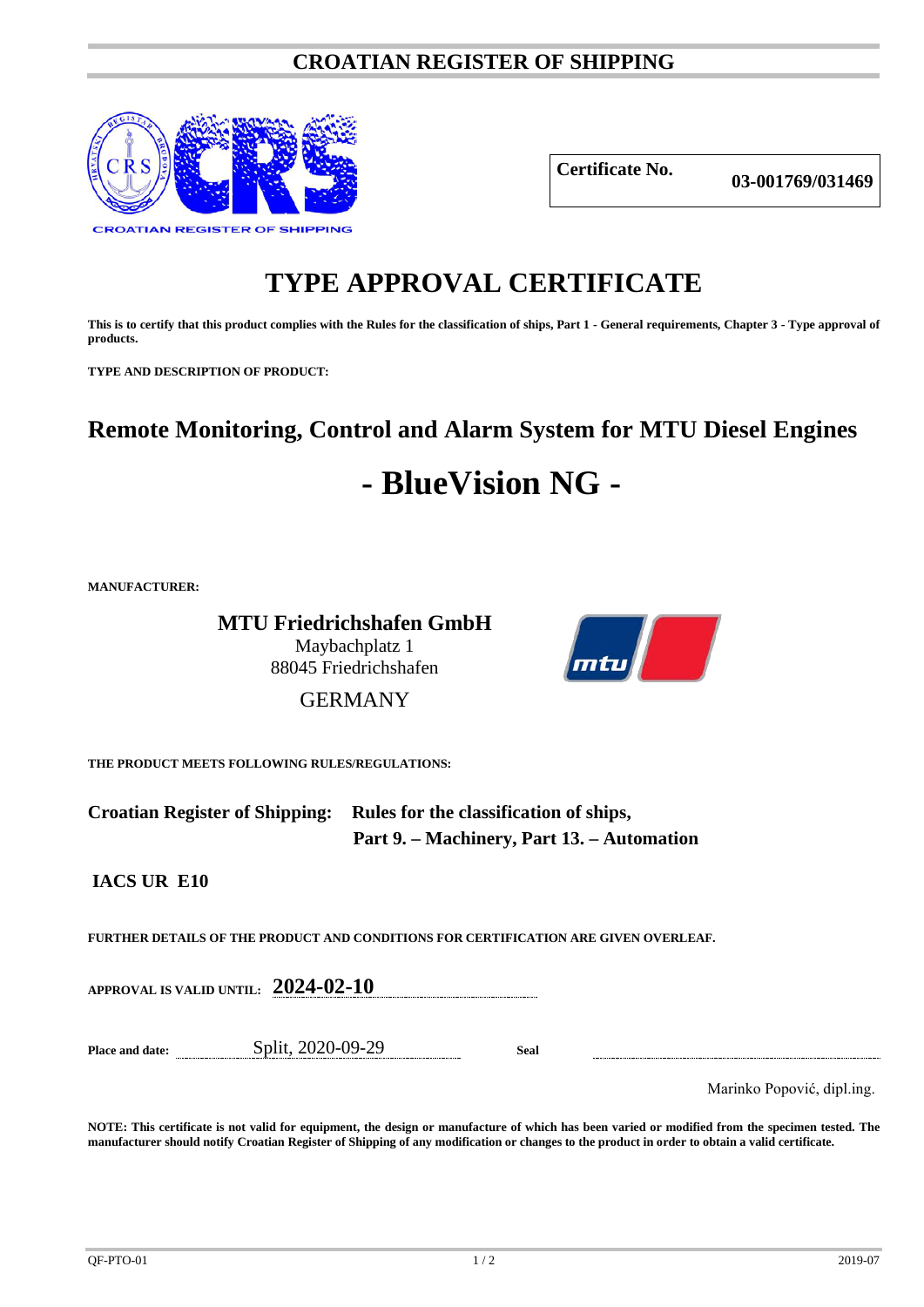# CROATIAN REGISTER OF SHIPPING

CROATIAN REGISTER OF SHIPPING

| **Certificate No.** | **03-001769/031469** |
|---|---|

# TYPE APPROVAL CERTIFICATE

**This is to certify that this product complies with the Rules for the classification of ships, Part 1 - General requirements, Chapter 3 - Type approval of products.**

**TYPE AND DESCRIPTION OF PRODUCT:**

## Remote Monitoring, Control and Alarm System for MTU Diesel Engines

## - BlueVision NG -

**MANUFACTURER:**

**MTU Friedrichshafen GmbH**
Maybachplatz 1
88045 Friedrichshafen
GERMANY

**THE PRODUCT MEETS FOLLOWING RULES/REGULATIONS:**

**Croatian Register of Shipping:** **Rules for the classification of ships, Part 9. – Machinery, Part 13. – Automation**

**IACS UR E10**

**FURTHER DETAILS OF THE PRODUCT AND CONDITIONS FOR CERTIFICATION ARE GIVEN OVERLEAF.**

**APPROVAL IS VALID UNTIL:** **2024-02-10**

**Place and date:** Split, 2020-09-29 **Seal**

Marinko Popović, dipl.ing.

**NOTE: This certificate is not valid for equipment, the design or manufacture of which has been varied or modified from the specimen tested. The manufacturer should notify Croatian Register of Shipping of any modification or changes to the product in order to obtain a valid certificate.**

QF-PTO-01 2019-07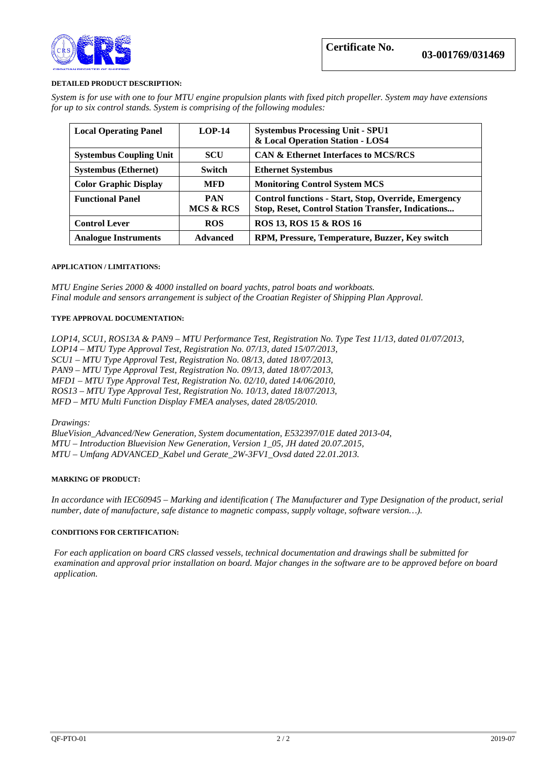**Certificate No.** **03-001769/031469**

**DETAILED PRODUCT DESCRIPTION:**

*System is for use with one to four MTU engine propulsion plants with fixed pitch propeller. System may have extensions for up to six control stands. System is comprising of the following modules:*

| | | |
|---|---|---|
| **Local Operating Panel** | **LOP-14** | **Systembus Processing Unit - SPU1 & Local Operation Station - LOS4** |
| **Systembus Coupling Unit** | **SCU** | **CAN & Ethernet Interfaces to MCS/RCS** |
| **Systembus (Ethernet)** | **Switch** | **Ethernet Systembus** |
| **Color Graphic Display** | **MFD** | **Monitoring Control System MCS** |
| **Functional Panel** | **PAN MCS & RCS** | **Control functions - Start, Stop, Override, Emergency Stop, Reset, Control Station Transfer, Indications...** |
| **Control Lever** | **ROS** | **ROS 13, ROS 15 & ROS 16** |
| **Analogue Instruments** | **Advanced** | **RPM, Pressure, Temperature, Buzzer, Key switch** |

**APPLICATION / LIMITATIONS:**

*MTU Engine Series 2000 & 4000 installed on board yachts, patrol boats and workboats.*
*Final module and sensors arrangement is subject of the Croatian Register of Shipping Plan Approval.*

**TYPE APPROVAL DOCUMENTATION:**

*LOP14, SCU1, ROS13A & PAN9 – MTU Performance Test, Registration No. Type Test 11/13, dated 01/07/2013,*
*LOP14 – MTU Type Approval Test, Registration No. 07/13, dated 15/07/2013,*
*SCU1 – MTU Type Approval Test, Registration No. 08/13, dated 18/07/2013,*
*PAN9 – MTU Type Approval Test, Registration No. 09/13, dated 18/07/2013,*
*MFD1 – MTU Type Approval Test, Registration No. 02/10, dated 14/06/2010,*
*ROS13 – MTU Type Approval Test, Registration No. 10/13, dated 18/07/2013,*
*MFD – MTU Multi Function Display FMEA analyses, dated 28/05/2010.*

*Drawings:*
*BlueVision_Advanced/New Generation, System documentation, E532397/01E dated 2013-04,*
*MTU – Introduction Bluevision New Generation, Version 1_05, JH dated 20.07.2015,*
*MTU – Umfang ADVANCED_Kabel und Gerate_2W-3FV1_Ovsd dated 22.01.2013.*

**MARKING OF PRODUCT:**

*In accordance with IEC60945 – Marking and identification ( The Manufacturer and Type Designation of the product, serial number, date of manufacture, safe distance to magnetic compass, supply voltage, software version…).*

**CONDITIONS FOR CERTIFICATION:**

*For each application on board CRS classed vessels, technical documentation and drawings shall be submitted for examination and approval prior installation on board. Major changes in the software are to be approved before on board application.*